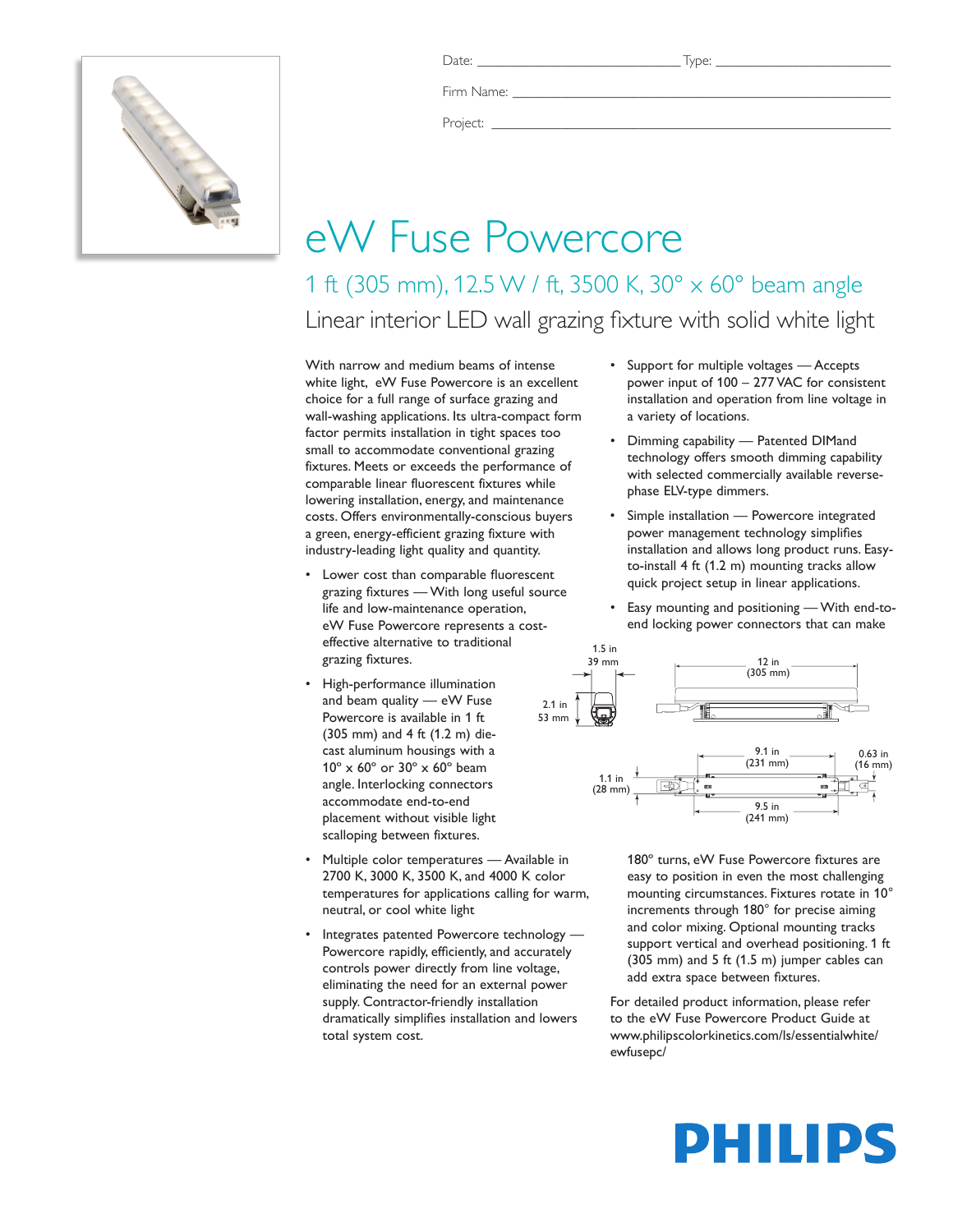Date: ______________________ Type: ______________________

Firm Name: ______________________________________________

Project: ________________________________________________

# eW Fuse Powercore

## 1 ft (305 mm), 12.5 W / ft, 3500 K, 30° x 60° beam angle

### Linear interior LED wall grazing fixture with solid white light

With narrow and medium beams of intense white light, eW Fuse Powercore is an excellent choice for a full range of surface grazing and wall-washing applications. Its ultra-compact form factor permits installation in tight spaces too small to accommodate conventional grazing fixtures. Meets or exceeds the performance of comparable linear fluorescent fixtures while lowering installation, energy, and maintenance costs. Offers environmentally-conscious buyers a green, energy-efficient grazing fixture with industry-leading light quality and quantity.

- Lower cost than comparable fluorescent grazing fixtures — With long useful source life and low-maintenance operation, eW Fuse Powercore represents a cost-effective alternative to traditional grazing fixtures.
- High-performance illumination and beam quality — eW Fuse Powercore is available in 1 ft (305 mm) and 4 ft (1.2 m) die-cast aluminum housings with a 10° x 60° or 30° x 60° beam angle. Interlocking connectors accommodate end-to-end placement without visible light scalloping between fixtures.
- Multiple color temperatures — Available in 2700 K, 3000 K, 3500 K, and 4000 K color temperatures for applications calling for warm, neutral, or cool white light
- Integrates patented Powercore technology — Powercore rapidly, efficiently, and accurately controls power directly from line voltage, eliminating the need for an external power supply. Contractor-friendly installation dramatically simplifies installation and lowers total system cost.
- Support for multiple voltages — Accepts power input of 100 – 277 VAC for consistent installation and operation from line voltage in a variety of locations.
- Dimming capability — Patented DIMand technology offers smooth dimming capability with selected commercially available reverse-phase ELV-type dimmers.
- Simple installation — Powercore integrated power management technology simplifies installation and allows long product runs. Easy-to-install 4 ft (1.2 m) mounting tracks allow quick project setup in linear applications.
- Easy mounting and positioning — With end-to-end locking power connectors that can make 180° turns, eW Fuse Powercore fixtures are easy to position in even the most challenging mounting circumstances. Fixtures rotate in 10° increments through 180° for precise aiming and color mixing. Optional mounting tracks support vertical and overhead positioning. 1 ft (305 mm) and 5 ft (1.5 m) jumper cables can add extra space between fixtures.

1.5 in (39 mm) · 2.1 in (53 mm) · 12 in (305 mm) · 9.1 in (231 mm) · 0.63 in (16 mm) · 1.1 in (28 mm) · 9.5 in (241 mm)

For detailed product information, please refer to the eW Fuse Powercore Product Guide at www.philipscolorkinetics.com/ls/essentialwhite/ewfusepc/

PHILIPS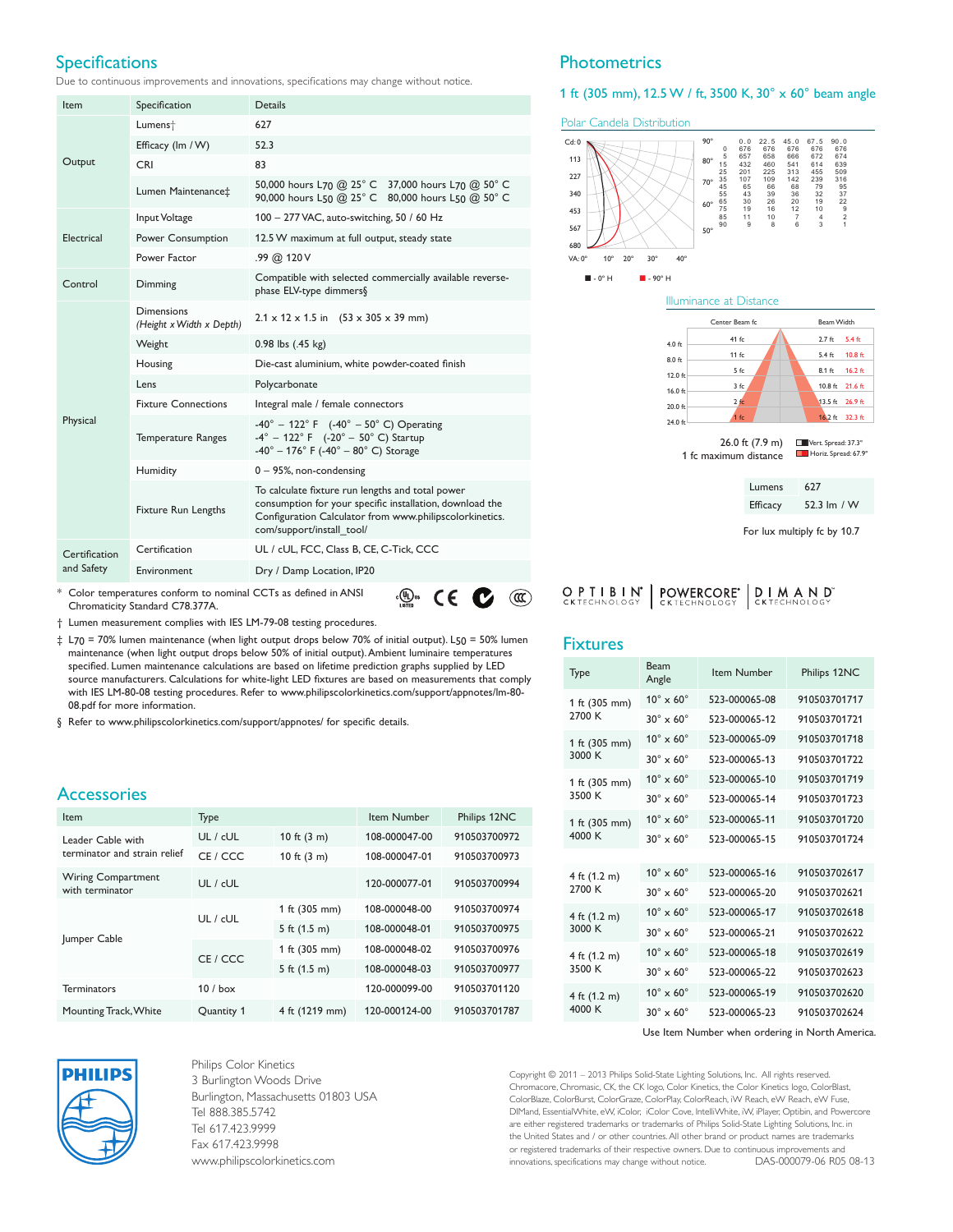## Specifications

Due to continuous improvements and innovations, specifications may change without notice.

| Item | Specification | Details |
|---|---|---|
| Output | Lumens† | 627 |
| | Efficacy (lm / W) | 52.3 |
| | CRI | 83 |
| | Lumen Maintenance‡ | 50,000 hours $L_{70}$ @ 25° C 37,000 hours $L_{70}$ @ 50° C<br>90,000 hours $L_{50}$ @ 25° C 80,000 hours $L_{50}$ @ 50° C |
| Electrical | Input Voltage | 100 – 277 VAC, auto-switching, 50 / 60 Hz |
| | Power Consumption | 12.5 W maximum at full output, steady state |
| | Power Factor | .99 @ 120 V |
| Control | Dimming | Compatible with selected commercially available reverse-phase ELV-type dimmers§ |
| Physical | Dimensions (*Height x Width x Depth*) | 2.1 x 12 x 1.5 in (53 x 305 x 39 mm) |
| | Weight | 0.98 lbs (.45 kg) |
| | Housing | Die-cast aluminium, white powder-coated finish |
| | Lens | Polycarbonate |
| | Fixture Connections | Integral male / female connectors |
| | Temperature Ranges | -40° – 122° F (-40° – 50° C) Operating<br>-4° – 122° F (-20° – 50° C) Startup<br>-40° – 176° F (-40° – 80° C) Storage |
| | Humidity | 0 – 95%, non-condensing |
| | Fixture Run Lengths | To calculate fixture run lengths and total power consumption for your specific installation, download the Configuration Calculator from www.philipscolorkinetics.com/support/install_tool/ |
| Certification and Safety | Certification | UL / cUL, FCC, Class B, CE, C-Tick, CCC |
| | Environment | Dry / Damp Location, IP20 |

\* Color temperatures conform to nominal CCTs as defined in ANSI Chromaticity Standard C78.377A.

† Lumen measurement complies with IES LM-79-08 testing procedures.

‡ $L_{70}$ = 70% lumen maintenance (when light output drops below 70% of initial output). $L_{50}$ = 50% lumen maintenance (when light output drops below 50% of initial output). Ambient luminaire temperatures specified. Lumen maintenance calculations are based on lifetime prediction graphs supplied by LED source manufacturers. Calculations for white-light LED fixtures are based on measurements that comply with IES LM-80-08 testing procedures. Refer to www.philipscolorkinetics.com/support/appnotes/lm-80-08.pdf for more information.

§ Refer to www.philipscolorkinetics.com/support/appnotes/ for specific details.

## Accessories

| Item | Type | | Item Number | Philips 12NC |
|---|---|---|---|---|
| Leader Cable with terminator and strain relief | UL / cUL | 10 ft (3 m) | 108-000047-00 | 910503700972 |
| | CE / CCC | 10 ft (3 m) | 108-000047-01 | 910503700973 |
| Wiring Compartment with terminator | UL / cUL | | 120-000077-01 | 910503700994 |
| Jumper Cable | UL / cUL | 1 ft (305 mm) | 108-000048-00 | 910503700974 |
| | | 5 ft (1.5 m) | 108-000048-01 | 910503700975 |
| | CE / CCC | 1 ft (305 mm) | 108-000048-02 | 910503700976 |
| | | 5 ft (1.5 m) | 108-000048-03 | 910503700977 |
| Terminators | 10 / box | | 120-000099-00 | 910503701120 |
| Mounting Track, White | Quantity 1 | 4 ft (1219 mm) | 120-000124-00 | 910503701787 |

## Photometrics

1 ft (305 mm), 12.5 W / ft, 3500 K, 30° x 60° beam angle

### Polar Candela Distribution

Cd: 0
113
227
340
453
567
680
VA: 0° 10° 20° 30° 40°
90° 80° 70° 60° 50°

0.0 22.5 45.0 67.5 90.0
0 676 676 676 676 676
5 657 658 666 672 674
15 432 460 541 614 639
25 201 225 313 455 509
35 107 109 142 239 316
45 65 66 68 79 95
55 43 39 36 32 37
65 30 26 20 19 22
75 19 16 12 10 9
85 11 10 7 4 2
90 9 8 6 3 1

■ - 0° H ■ - 90° H

### Illuminance at Distance

Center Beam fc
Beam Width

4.0 ft 41 fc 2.7 ft 5.4 ft
8.0 ft 11 fc 5.4 ft 10.8 ft
12.0 ft 5 fc 8.1 ft 16.2 ft
16.0 ft 3 fc 10.8 ft 21.6 ft
20.0 ft 2 fc 13.5 ft 26.9 ft
24.0 ft 1 fc 16.2 ft 32.3 ft

26.0 ft (7.9 m)
1 fc maximum distance

Vert. Spread: 37.3°
Horiz. Spread: 67.9°

| | |
|---|---|
| Lumens | 627 |
| Efficacy | 52.3 lm / W |

For lux multiply fc by 10.7

OPTIBIN CK TECHNOLOGY | POWERCORE CK TECHNOLOGY | DIMAND CK TECHNOLOGY

## Fixtures

| Type | Beam Angle | Item Number | Philips 12NC |
|---|---|---|---|
| 1 ft (305 mm) 2700 K | 10° x 60° | 523-000065-08 | 910503701717 |
| | 30° x 60° | 523-000065-12 | 910503701721 |
| 1 ft (305 mm) 3000 K | 10° x 60° | 523-000065-09 | 910503701718 |
| | 30° x 60° | 523-000065-13 | 910503701722 |
| 1 ft (305 mm) 3500 K | 10° x 60° | 523-000065-10 | 910503701719 |
| | 30° x 60° | 523-000065-14 | 910503701723 |
| 1 ft (305 mm) 4000 K | 10° x 60° | 523-000065-11 | 910503701720 |
| | 30° x 60° | 523-000065-15 | 910503701724 |
| 4 ft (1.2 m) 2700 K | 10° x 60° | 523-000065-16 | 910503702617 |
| | 30° x 60° | 523-000065-20 | 910503702621 |
| 4 ft (1.2 m) 3000 K | 10° x 60° | 523-000065-17 | 910503702618 |
| | 30° x 60° | 523-000065-21 | 910503702622 |
| 4 ft (1.2 m) 3500 K | 10° x 60° | 523-000065-18 | 910503702619 |
| | 30° x 60° | 523-000065-22 | 910503702623 |
| 4 ft (1.2 m) 4000 K | 10° x 60° | 523-000065-19 | 910503702620 |
| | 30° x 60° | 523-000065-23 | 910503702624 |

Use Item Number when ordering in North America.

PHILIPS

Philips Color Kinetics
3 Burlington Woods Drive
Burlington, Massachusetts 01803 USA
Tel 888.385.5742
Tel 617.423.9999
Fax 617.423.9998
www.philipscolorkinetics.com

Copyright © 2011 – 2013 Philips Solid-State Lighting Solutions, Inc. All rights reserved. Chromacore, Chromasic, CK, the CK logo, Color Kinetics, the Color Kinetics logo, ColorBlast, ColorBlaze, ColorBurst, ColorGraze, ColorPlay, ColorReach, iW Reach, eW Reach, eW Fuse, DIMand, EssentialWhite, eW, iColor, iColor Cove, IntelliWhite, iW, iPlayer, Optibin, and Powercore are either registered trademarks or trademarks of Philips Solid-State Lighting Solutions, Inc. in the United States and / or other countries. All other brand or product names are trademarks or registered trademarks of their respective owners. Due to continuous improvements and innovations, specifications may change without notice. DAS-000079-06 R05 08-13